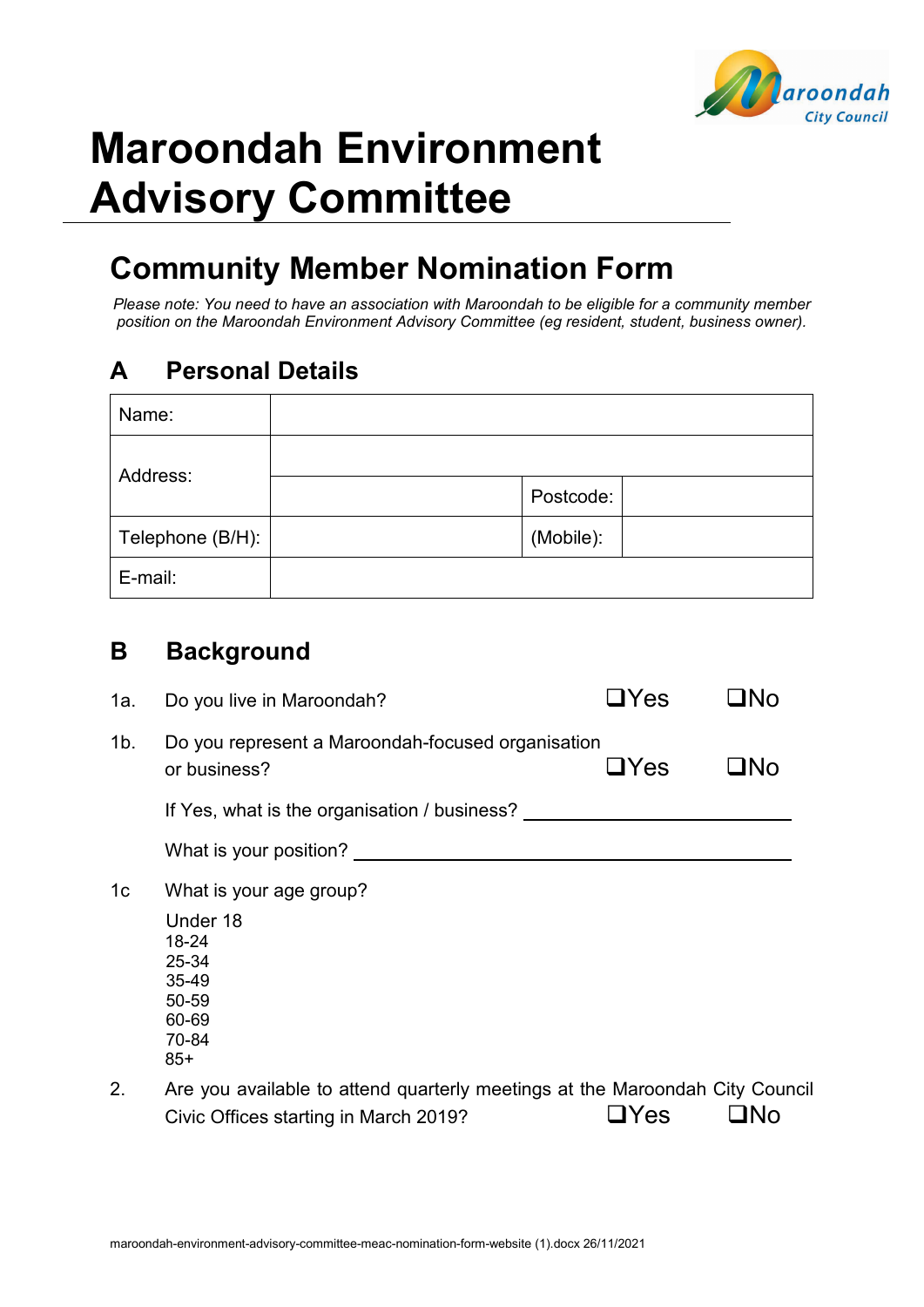# Maroondah Environment Advisory Committee

## Community Member Nomination Form

*Please note: You need to have an association with Maroondah to be eligible for a community member position on the Maroondah Environment Advisory Committee (eg resident, student, business owner).*

## A Personal Details

| Name: | | | |
|---|---|---|---|
| Address: | | | |
| | | Postcode: | |
| Telephone (B/H): | | (Mobile): | |
| E-mail: | | | |

## B Background

1a. Do you live in Maroondah? ❑Yes ❑No

1b. Do you represent a Maroondah-focused organisation or business? ❑Yes ❑No

If Yes, what is the organisation / business? ____________________

What is your position? ____________________

1c What is your age group?

Under 18
18-24
25-34
35-49
50-59
60-69
70-84
85+

2. Are you available to attend quarterly meetings at the Maroondah City Council Civic Offices starting in March 2019? ❑Yes ❑No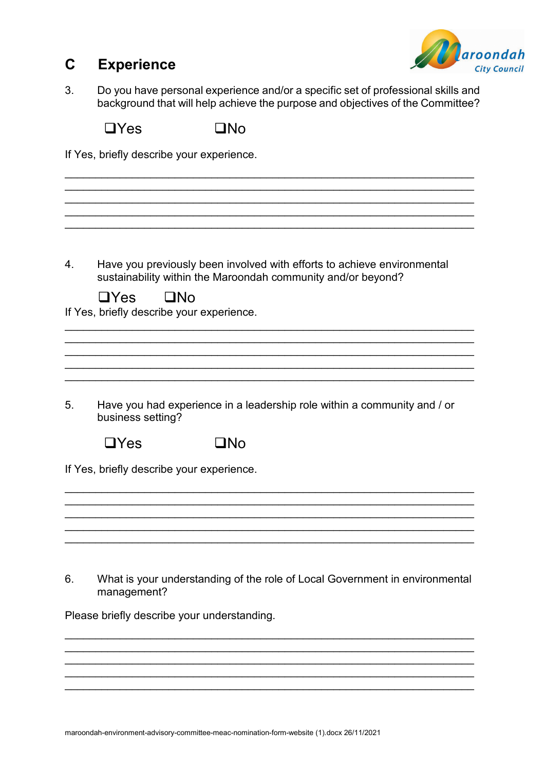## C Experience

3. Do you have personal experience and/or a specific set of professional skills and background that will help achieve the purpose and objectives of the Committee?

❑Yes ❑No

If Yes, briefly describe your experience.

_______________________________________________________________

_______________________________________________________________

_______________________________________________________________

_______________________________________________________________

_______________________________________________________________

4. Have you previously been involved with efforts to achieve environmental sustainability within the Maroondah community and/or beyond?

❑Yes ❑No

If Yes, briefly describe your experience.

_______________________________________________________________

_______________________________________________________________

_______________________________________________________________

_______________________________________________________________

_______________________________________________________________

5. Have you had experience in a leadership role within a community and / or business setting?

❑Yes ❑No

If Yes, briefly describe your experience.

_______________________________________________________________

_______________________________________________________________

_______________________________________________________________

_______________________________________________________________

_______________________________________________________________

6. What is your understanding of the role of Local Government in environmental management?

Please briefly describe your understanding.

_______________________________________________________________

_______________________________________________________________

_______________________________________________________________

_______________________________________________________________

_______________________________________________________________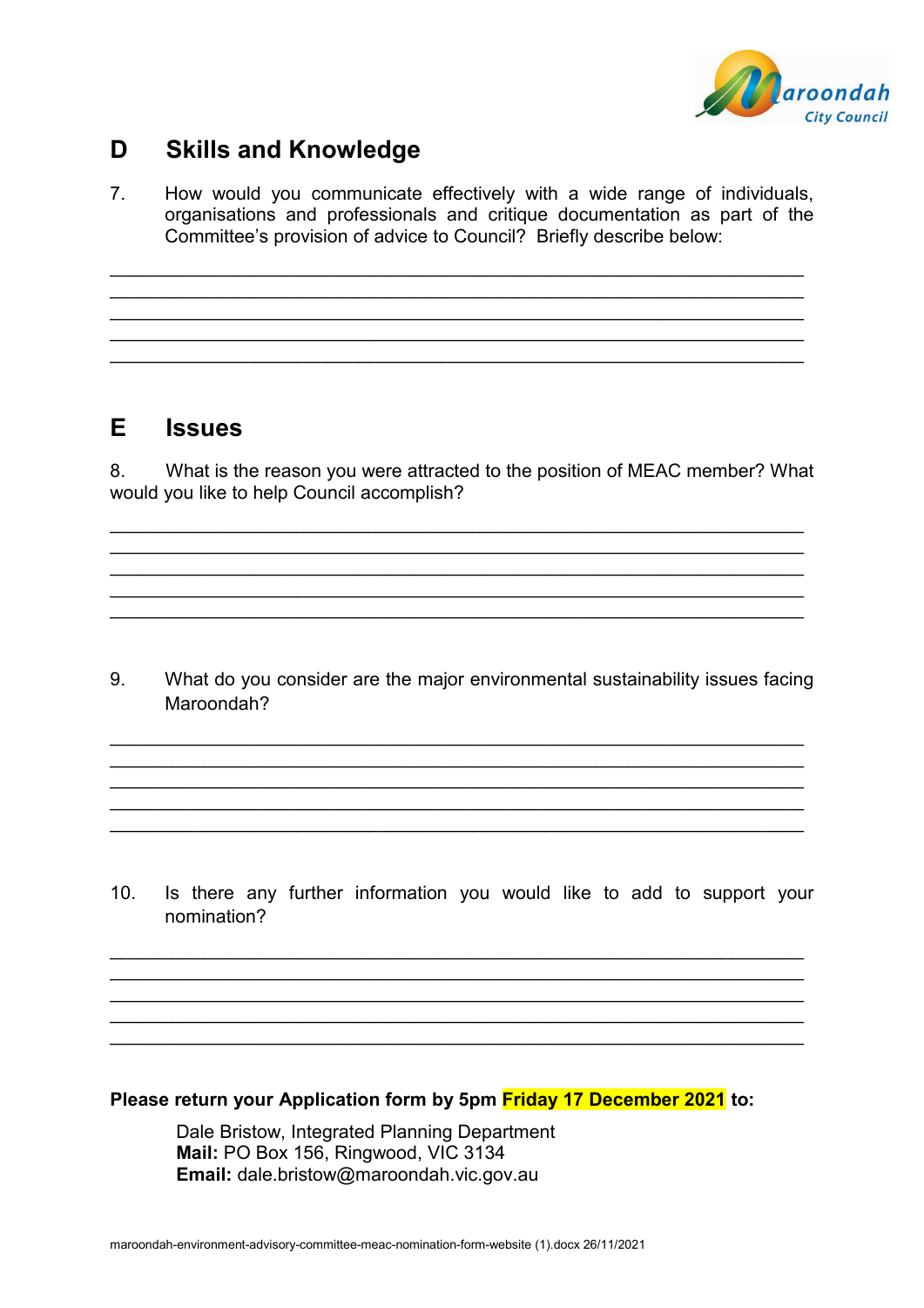## D Skills and Knowledge

7. How would you communicate effectively with a wide range of individuals, organisations and professionals and critique documentation as part of the Committee's provision of advice to Council? Briefly describe below:

______________________________________________________________________
______________________________________________________________________
______________________________________________________________________
______________________________________________________________________
______________________________________________________________________

## E Issues

8. What is the reason you were attracted to the position of MEAC member? What would you like to help Council accomplish?

______________________________________________________________________
______________________________________________________________________
______________________________________________________________________
______________________________________________________________________
______________________________________________________________________

9. What do you consider are the major environmental sustainability issues facing Maroondah?

______________________________________________________________________
______________________________________________________________________
______________________________________________________________________
______________________________________________________________________
______________________________________________________________________

10. Is there any further information you would like to add to support your nomination?

______________________________________________________________________
______________________________________________________________________
______________________________________________________________________
______________________________________________________________________
______________________________________________________________________

**Please return your Application form by 5pm Friday 17 December 2021 to:**

Dale Bristow, Integrated Planning Department
**Mail:** PO Box 156, Ringwood, VIC 3134
**Email:** dale.bristow@maroondah.vic.gov.au

maroondah-environment-advisory-committee-meac-nomination-form-website (1).docx 26/11/2021